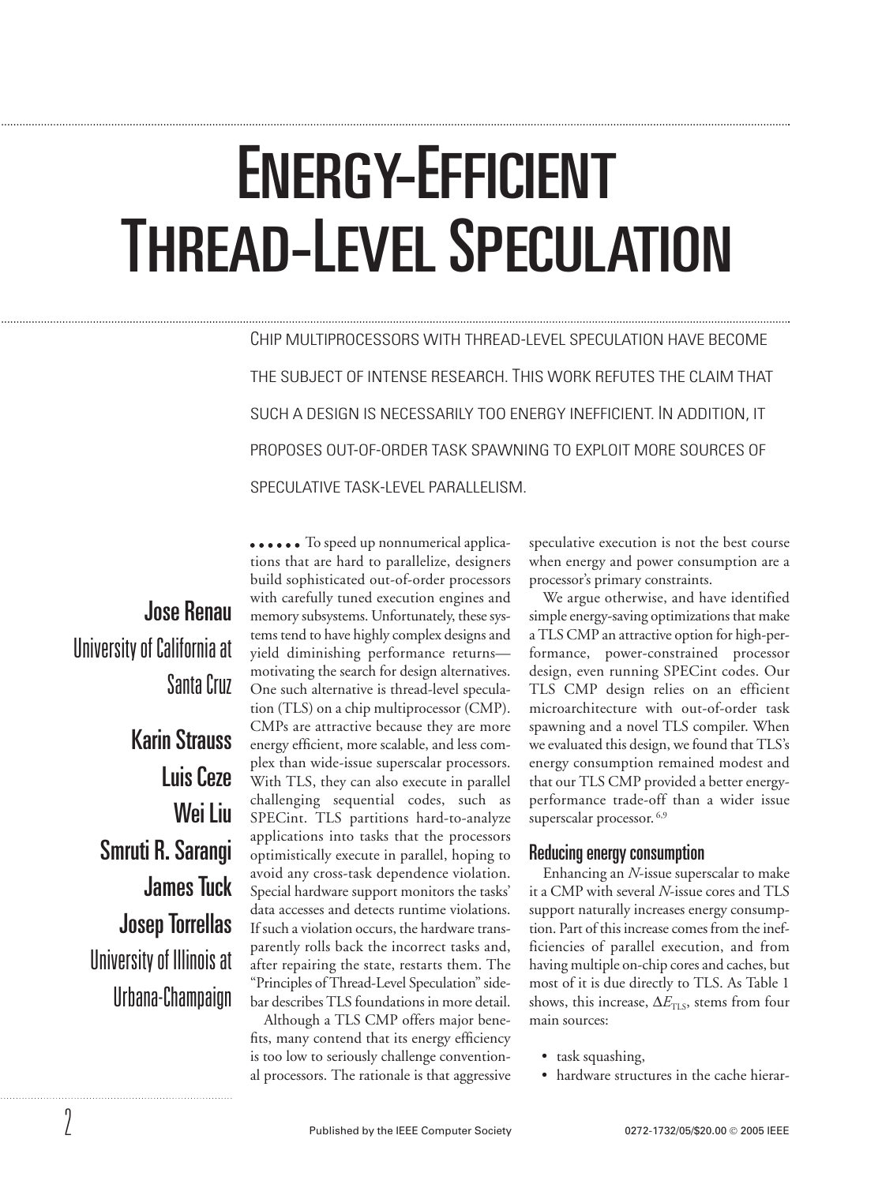# Energy-Efficient Thread-Level Speculation

Chip multiprocessors with thread-level speculation have become the subject of intense research. This work refutes the claim that such a design is necessarily too energy inefficient. In addition, it proposes out-of-order task spawning to exploit more sources of speculative task-level parallelism.

**Jose Renau**
University of California at Santa Cruz

**Karin Strauss**
**Luis Ceze**
**Wei Liu**
**Smruti R. Sarangi**
**James Tuck**
**Josep Torrellas**
University of Illinois at Urbana-Champaign

To speed up nonnumerical applications that are hard to parallelize, designers build sophisticated out-of-order processors with carefully tuned execution engines and memory subsystems. Unfortunately, these systems tend to have highly complex designs and yield diminishing performance returns—motivating the search for design alternatives. One such alternative is thread-level speculation (TLS) on a chip multiprocessor (CMP). CMPs are attractive because they are more energy efficient, more scalable, and less complex than wide-issue superscalar processors. With TLS, they can also execute in parallel challenging sequential codes, such as SPECint. TLS partitions hard-to-analyze applications into tasks that the processors optimistically execute in parallel, hoping to avoid any cross-task dependence violation. Special hardware support monitors the tasks' data accesses and detects runtime violations. If such a violation occurs, the hardware transparently rolls back the incorrect tasks and, after repairing the state, restarts them. The "Principles of Thread-Level Speculation" sidebar describes TLS foundations in more detail.

Although a TLS CMP offers major benefits, many contend that its energy efficiency is too low to seriously challenge conventional processors. The rationale is that aggressive speculative execution is not the best course when energy and power consumption are a processor's primary constraints.

We argue otherwise, and have identified simple energy-saving optimizations that make a TLS CMP an attractive option for high-performance, power-constrained processor design, even running SPECint codes. Our TLS CMP design relies on an efficient microarchitecture with out-of-order task spawning and a novel TLS compiler. When we evaluated this design, we found that TLS's energy consumption remained modest and that our TLS CMP provided a better energy-performance trade-off than a wider issue superscalar processor.[6,9]

## Reducing energy consumption

Enhancing an *N*-issue superscalar to make it a CMP with several *N*-issue cores and TLS support naturally increases energy consumption. Part of this increase comes from the inefficiencies of parallel execution, and from having multiple on-chip cores and caches, but most of it is due directly to TLS. As Table 1 shows, this increase, $\Delta E_{TLS}$, stems from four main sources:

- task squashing,
- hardware structures in the cache hierar-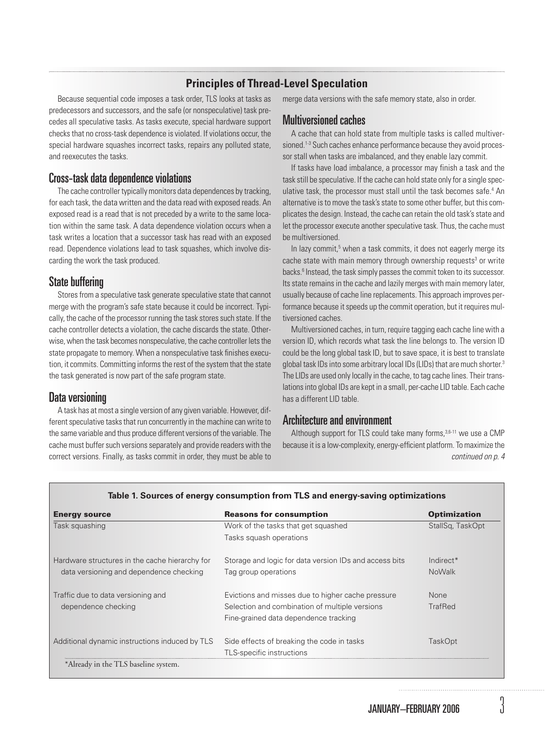## Principles of Thread-Level Speculation

Because sequential code imposes a task order, TLS looks at tasks as predecessors and successors, and the safe (or nonspeculative) task precedes all speculative tasks. As tasks execute, special hardware support checks that no cross-task dependence is violated. If violations occur, the special hardware squashes incorrect tasks, repairs any polluted state, and reexecutes the tasks.

### Cross-task data dependence violations

The cache controller typically monitors data dependences by tracking, for each task, the data written and the data read with exposed reads. An exposed read is a read that is not preceded by a write to the same location within the same task. A data dependence violation occurs when a task writes a location that a successor task has read with an exposed read. Dependence violations lead to task squashes, which involve discarding the work the task produced.

### State buffering

Stores from a speculative task generate speculative state that cannot merge with the program's safe state because it could be incorrect. Typically, the cache of the processor running the task stores such state. If the cache controller detects a violation, the cache discards the state. Otherwise, when the task becomes nonspeculative, the cache controller lets the state propagate to memory. When a nonspeculative task finishes execution, it commits. Committing informs the rest of the system that the state the task generated is now part of the safe program state.

### Data versioning

A task has at most a single version of any given variable. However, different speculative tasks that run concurrently in the machine can write to the same variable and thus produce different versions of the variable. The cache must buffer such versions separately and provide readers with the correct versions. Finally, as tasks commit in order, they must be able to merge data versions with the safe memory state, also in order.

### Multiversioned caches

A cache that can hold state from multiple tasks is called multiversioned.[1-3] Such caches enhance performance because they avoid processor stall when tasks are imbalanced, and they enable lazy commit.

If tasks have load imbalance, a processor may finish a task and the task still be speculative. If the cache can hold state only for a single speculative task, the processor must stall until the task becomes safe.[4] An alternative is to move the task's state to some other buffer, but this complicates the design. Instead, the cache can retain the old task's state and let the processor execute another speculative task. Thus, the cache must be multiversioned.

In lazy commit,[5] when a task commits, it does not eagerly merge its cache state with main memory through ownership requests[3] or write backs.[6] Instead, the task simply passes the commit token to its successor. Its state remains in the cache and lazily merges with main memory later, usually because of cache line replacements. This approach improves performance because it speeds up the commit operation, but it requires multiversioned caches.

Multiversioned caches, in turn, require tagging each cache line with a version ID, which records what task the line belongs to. The version ID could be the long global task ID, but to save space, it is best to translate global task IDs into some arbitrary local IDs (LIDs) that are much shorter.[3] The LIDs are used only locally in the cache, to tag cache lines. Their translations into global IDs are kept in a small, per-cache LID table. Each cache has a different LID table.

### Architecture and environment

Although support for TLS could take many forms,[3,6-11] we use a CMP because it is a low-complexity, energy-efficient platform. To maximize the

*continued on p. 4*

**Table 1. Sources of energy consumption from TLS and energy-saving optimizations**

| Energy source | Reasons for consumption | Optimization |
|---|---|---|
| Task squashing | Work of the tasks that get squashed | StallSq, TaskOpt |
| | Tasks squash operations | |
| Hardware structures in the cache hierarchy for data versioning and dependence checking | Storage and logic for data version IDs and access bits | Indirect* |
| | Tag group operations | NoWalk |
| Traffic due to data versioning and dependence checking | Evictions and misses due to higher cache pressure | None |
| | Selection and combination of multiple versions | TrafRed |
| | Fine-grained data dependence tracking | |
| Additional dynamic instructions induced by TLS | Side effects of breaking the code in tasks | TaskOpt |
| | TLS-specific instructions | |

*Already in the TLS baseline system.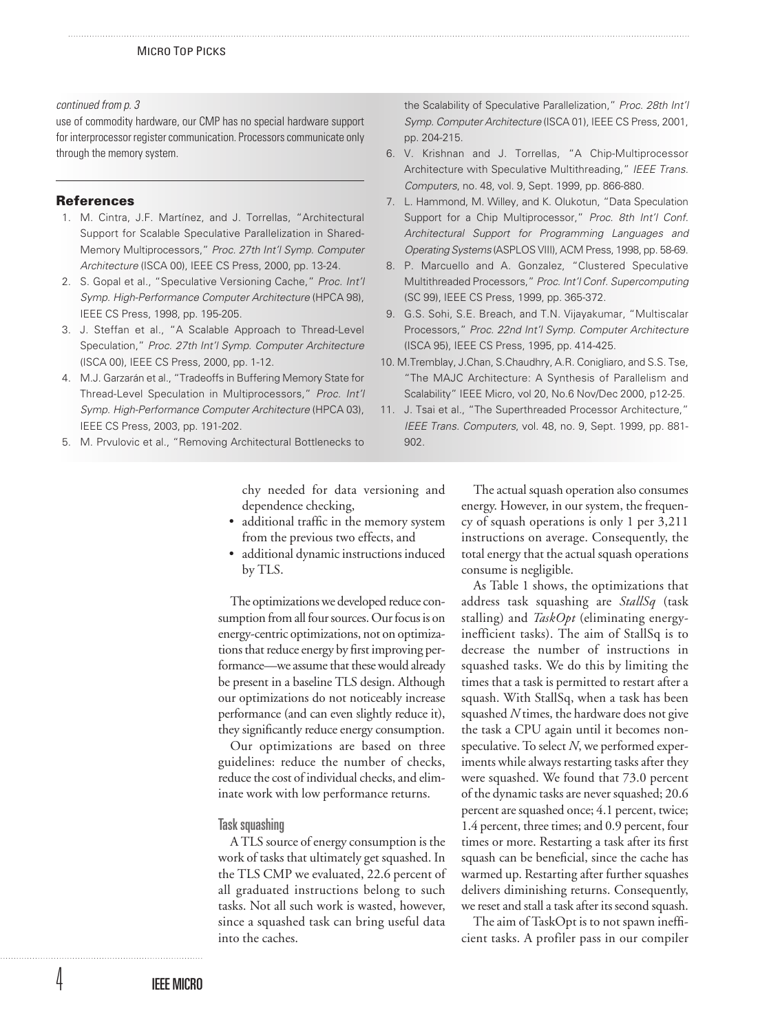*continued from p. 3*

use of commodity hardware, our CMP has no special hardware support for interprocessor register communication. Processors communicate only through the memory system.

## References

1. M. Cintra, J.F. Martínez, and J. Torrellas, "Architectural Support for Scalable Speculative Parallelization in Shared-Memory Multiprocessors," *Proc. 27th Int'l Symp. Computer Architecture* (ISCA 00), IEEE CS Press, 2000, pp. 13-24.
2. S. Gopal et al., "Speculative Versioning Cache," *Proc. Int'l Symp. High-Performance Computer Architecture* (HPCA 98), IEEE CS Press, 1998, pp. 195-205.
3. J. Steffan et al., "A Scalable Approach to Thread-Level Speculation," *Proc. 27th Int'l Symp. Computer Architecture* (ISCA 00), IEEE CS Press, 2000, pp. 1-12.
4. M.J. Garzarán et al., "Tradeoffs in Buffering Memory State for Thread-Level Speculation in Multiprocessors," *Proc. Int'l Symp. High-Performance Computer Architecture* (HPCA 03), IEEE CS Press, 2003, pp. 191-202.
5. M. Prvulovic et al., "Removing Architectural Bottlenecks to the Scalability of Speculative Parallelization," *Proc. 28th Int'l Symp. Computer Architecture* (ISCA 01), IEEE CS Press, 2001, pp. 204-215.
6. V. Krishnan and J. Torrellas, "A Chip-Multiprocessor Architecture with Speculative Multithreading," *IEEE Trans. Computers*, no. 48, vol. 9, Sept. 1999, pp. 866-880.
7. L. Hammond, M. Willey, and K. Olukotun, "Data Speculation Support for a Chip Multiprocessor," *Proc. 8th Int'l Conf. Architectural Support for Programming Languages and Operating Systems* (ASPLOS VIII), ACM Press, 1998, pp. 58-69.
8. P. Marcuello and A. Gonzalez, "Clustered Speculative Multithreaded Processors," *Proc. Int'l Conf. Supercomputing* (SC 99), IEEE CS Press, 1999, pp. 365-372.
9. G.S. Sohi, S.E. Breach, and T.N. Vijayakumar, "Multiscalar Processors," *Proc. 22nd Int'l Symp. Computer Architecture* (ISCA 95), IEEE CS Press, 1995, pp. 414-425.
10. M.Tremblay, J.Chan, S.Chaudhry, A.R. Conigliaro, and S.S. Tse, "The MAJC Architecture: A Synthesis of Parallelism and Scalability" IEEE Micro, vol 20, No.6 Nov/Dec 2000, p12-25.
11. J. Tsai et al., "The Superthreaded Processor Architecture," *IEEE Trans. Computers*, vol. 48, no. 9, Sept. 1999, pp. 881-902.

chy needed for data versioning and dependence checking,

- additional traffic in the memory system from the previous two effects, and
- additional dynamic instructions induced by TLS.

The optimizations we developed reduce consumption from all four sources. Our focus is on energy-centric optimizations, not on optimizations that reduce energy by first improving performance—we assume that these would already be present in a baseline TLS design. Although our optimizations do not noticeably increase performance (and can even slightly reduce it), they significantly reduce energy consumption.

Our optimizations are based on three guidelines: reduce the number of checks, reduce the cost of individual checks, and eliminate work with low performance returns.

### Task squashing

A TLS source of energy consumption is the work of tasks that ultimately get squashed. In the TLS CMP we evaluated, 22.6 percent of all graduated instructions belong to such tasks. Not all such work is wasted, however, since a squashed task can bring useful data into the caches.

The actual squash operation also consumes energy. However, in our system, the frequency of squash operations is only 1 per 3,211 instructions on average. Consequently, the total energy that the actual squash operations consume is negligible.

As Table 1 shows, the optimizations that address task squashing are *StallSq* (task stalling) and *TaskOpt* (eliminating energy-inefficient tasks). The aim of StallSq is to decrease the number of instructions in squashed tasks. We do this by limiting the times that a task is permitted to restart after a squash. With StallSq, when a task has been squashed $N$ times, the hardware does not give the task a CPU again until it becomes non-speculative. To select $N$, we performed experiments while always restarting tasks after they were squashed. We found that 73.0 percent of the dynamic tasks are never squashed; 20.6 percent are squashed once; 4.1 percent, twice; 1.4 percent, three times; and 0.9 percent, four times or more. Restarting a task after its first squash can be beneficial, since the cache has warmed up. Restarting after further squashes delivers diminishing returns. Consequently, we reset and stall a task after its second squash.

The aim of TaskOpt is to not spawn inefficient tasks. A profiler pass in our compiler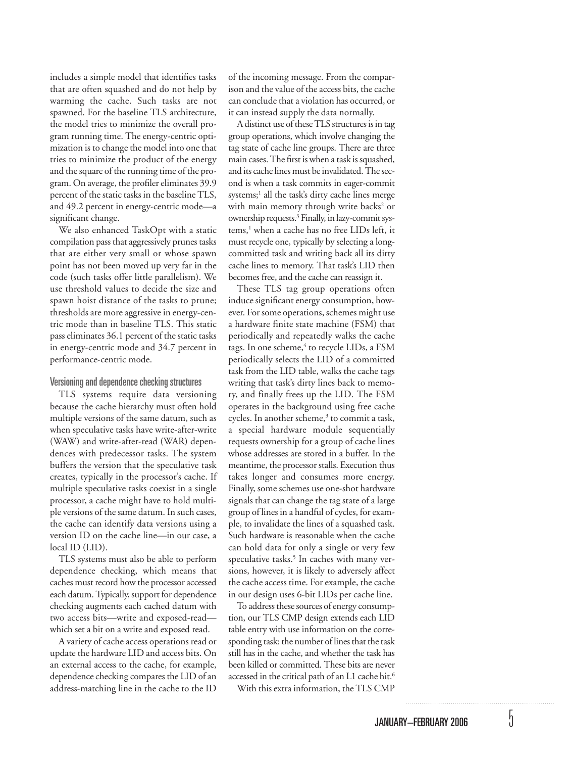includes a simple model that identifies tasks that are often squashed and do not help by warming the cache. Such tasks are not spawned. For the baseline TLS architecture, the model tries to minimize the overall program running time. The energy-centric optimization is to change the model into one that tries to minimize the product of the energy and the square of the running time of the program. On average, the profiler eliminates 39.9 percent of the static tasks in the baseline TLS, and 49.2 percent in energy-centric mode—a significant change.

We also enhanced TaskOpt with a static compilation pass that aggressively prunes tasks that are either very small or whose spawn point has not been moved up very far in the code (such tasks offer little parallelism). We use threshold values to decide the size and spawn hoist distance of the tasks to prune; thresholds are more aggressive in energy-centric mode than in baseline TLS. This static pass eliminates 36.1 percent of the static tasks in energy-centric mode and 34.7 percent in performance-centric mode.

### Versioning and dependence checking structures

TLS systems require data versioning because the cache hierarchy must often hold multiple versions of the same datum, such as when speculative tasks have write-after-write (WAW) and write-after-read (WAR) dependences with predecessor tasks. The system buffers the version that the speculative task creates, typically in the processor's cache. If multiple speculative tasks coexist in a single processor, a cache might have to hold multiple versions of the same datum. In such cases, the cache can identify data versions using a version ID on the cache line—in our case, a local ID (LID).

TLS systems must also be able to perform dependence checking, which means that caches must record how the processor accessed each datum. Typically, support for dependence checking augments each cached datum with two access bits—write and exposed-read—which set a bit on a write and exposed read.

A variety of cache access operations read or update the hardware LID and access bits. On an external access to the cache, for example, dependence checking compares the LID of an address-matching line in the cache to the ID of the incoming message. From the comparison and the value of the access bits, the cache can conclude that a violation has occurred, or it can instead supply the data normally.

A distinct use of these TLS structures is in tag group operations, which involve changing the tag state of cache line groups. There are three main cases. The first is when a task is squashed, and its cache lines must be invalidated. The second is when a task commits in eager-commit systems;[1] all the task's dirty cache lines merge with main memory through write backs[2] or ownership requests.[3] Finally, in lazy-commit systems,[1] when a cache has no free LIDs left, it must recycle one, typically by selecting a long-committed task and writing back all its dirty cache lines to memory. That task's LID then becomes free, and the cache can reassign it.

These TLS tag group operations often induce significant energy consumption, however. For some operations, schemes might use a hardware finite state machine (FSM) that periodically and repeatedly walks the cache tags. In one scheme,[4] to recycle LIDs, a FSM periodically selects the LID of a committed task from the LID table, walks the cache tags writing that task's dirty lines back to memory, and finally frees up the LID. The FSM operates in the background using free cache cycles. In another scheme,[3] to commit a task, a special hardware module sequentially requests ownership for a group of cache lines whose addresses are stored in a buffer. In the meantime, the processor stalls. Execution thus takes longer and consumes more energy. Finally, some schemes use one-shot hardware signals that can change the tag state of a large group of lines in a handful of cycles, for example, to invalidate the lines of a squashed task. Such hardware is reasonable when the cache can hold data for only a single or very few speculative tasks.[5] In caches with many versions, however, it is likely to adversely affect the cache access time. For example, the cache in our design uses 6-bit LIDs per cache line.

To address these sources of energy consumption, our TLS CMP design extends each LID table entry with use information on the corresponding task: the number of lines that the task still has in the cache, and whether the task has been killed or committed. These bits are never accessed in the critical path of an L1 cache hit.[6]

With this extra information, the TLS CMP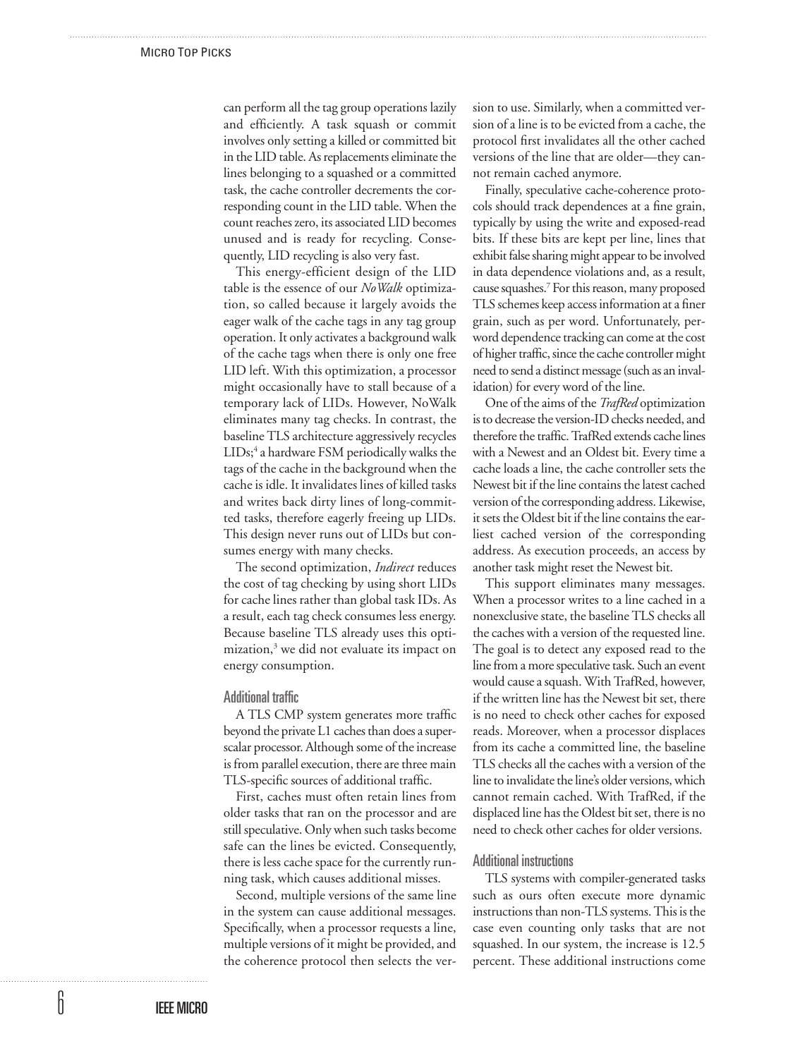can perform all the tag group operations lazily and efficiently. A task squash or commit involves only setting a killed or committed bit in the LID table. As replacements eliminate the lines belonging to a squashed or a committed task, the cache controller decrements the corresponding count in the LID table. When the count reaches zero, its associated LID becomes unused and is ready for recycling. Consequently, LID recycling is also very fast.

This energy-efficient design of the LID table is the essence of our *NoWalk* optimization, so called because it largely avoids the eager walk of the cache tags in any tag group operation. It only activates a background walk of the cache tags when there is only one free LID left. With this optimization, a processor might occasionally have to stall because of a temporary lack of LIDs. However, NoWalk eliminates many tag checks. In contrast, the baseline TLS architecture aggressively recycles LIDs;[4] a hardware FSM periodically walks the tags of the cache in the background when the cache is idle. It invalidates lines of killed tasks and writes back dirty lines of long-committed tasks, therefore eagerly freeing up LIDs. This design never runs out of LIDs but consumes energy with many checks.

The second optimization, *Indirect* reduces the cost of tag checking by using short LIDs for cache lines rather than global task IDs. As a result, each tag check consumes less energy. Because baseline TLS already uses this optimization,[3] we did not evaluate its impact on energy consumption.

### Additional traffic

A TLS CMP system generates more traffic beyond the private L1 caches than does a superscalar processor. Although some of the increase is from parallel execution, there are three main TLS-specific sources of additional traffic.

First, caches must often retain lines from older tasks that ran on the processor and are still speculative. Only when such tasks become safe can the lines be evicted. Consequently, there is less cache space for the currently running task, which causes additional misses.

Second, multiple versions of the same line in the system can cause additional messages. Specifically, when a processor requests a line, multiple versions of it might be provided, and the coherence protocol then selects the version to use. Similarly, when a committed version of a line is to be evicted from a cache, the protocol first invalidates all the other cached versions of the line that are older—they cannot remain cached anymore.

Finally, speculative cache-coherence protocols should track dependences at a fine grain, typically by using the write and exposed-read bits. If these bits are kept per line, lines that exhibit false sharing might appear to be involved in data dependence violations and, as a result, cause squashes.[7] For this reason, many proposed TLS schemes keep access information at a finer grain, such as per word. Unfortunately, per-word dependence tracking can come at the cost of higher traffic, since the cache controller might need to send a distinct message (such as an invalidation) for every word of the line.

One of the aims of the *TrafRed* optimization is to decrease the version-ID checks needed, and therefore the traffic. TrafRed extends cache lines with a Newest and an Oldest bit. Every time a cache loads a line, the cache controller sets the Newest bit if the line contains the latest cached version of the corresponding address. Likewise, it sets the Oldest bit if the line contains the earliest cached version of the corresponding address. As execution proceeds, an access by another task might reset the Newest bit.

This support eliminates many messages. When a processor writes to a line cached in a nonexclusive state, the baseline TLS checks all the caches with a version of the requested line. The goal is to detect any exposed read to the line from a more speculative task. Such an event would cause a squash. With TrafRed, however, if the written line has the Newest bit set, there is no need to check other caches for exposed reads. Moreover, when a processor displaces from its cache a committed line, the baseline TLS checks all the caches with a version of the line to invalidate the line's older versions, which cannot remain cached. With TrafRed, if the displaced line has the Oldest bit set, there is no need to check other caches for older versions.

### Additional instructions

TLS systems with compiler-generated tasks such as ours often execute more dynamic instructions than non-TLS systems. This is the case even counting only tasks that are not squashed. In our system, the increase is 12.5 percent. These additional instructions come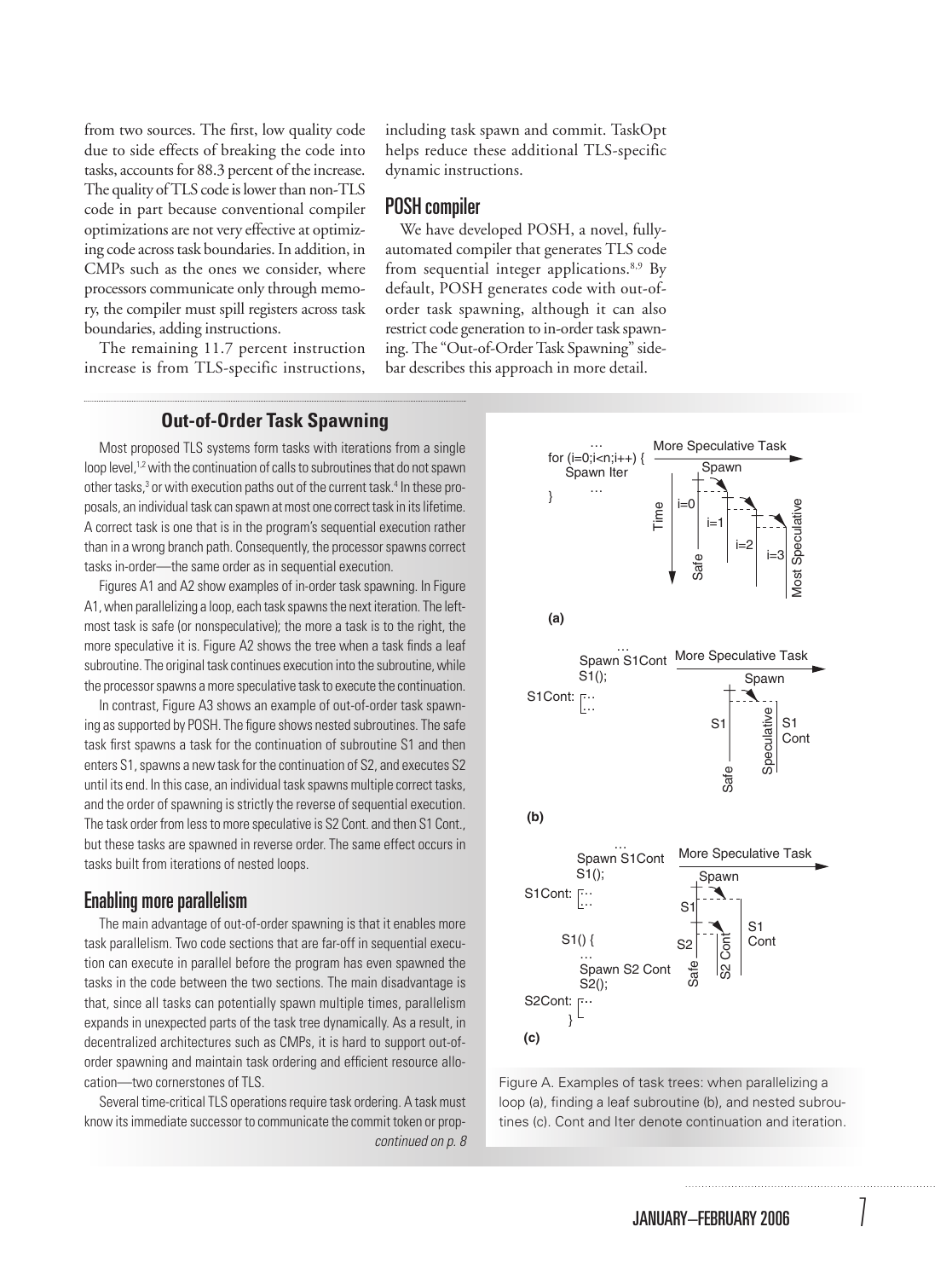from two sources. The first, low quality code due to side effects of breaking the code into tasks, accounts for 88.3 percent of the increase. The quality of TLS code is lower than non-TLS code in part because conventional compiler optimizations are not very effective at optimizing code across task boundaries. In addition, in CMPs such as the ones we consider, where processors communicate only through memory, the compiler must spill registers across task boundaries, adding instructions.

The remaining 11.7 percent instruction increase is from TLS-specific instructions, including task spawn and commit. TaskOpt helps reduce these additional TLS-specific dynamic instructions.

## POSH compiler

We have developed POSH, a novel, fully-automated compiler that generates TLS code from sequential integer applications.[8,9] By default, POSH generates code with out-of-order task spawning, although it can also restrict code generation to in-order task spawning. The "Out-of-Order Task Spawning" sidebar describes this approach in more detail.

### Out-of-Order Task Spawning

Most proposed TLS systems form tasks with iterations from a single loop level,[1,2] with the continuation of calls to subroutines that do not spawn other tasks,[3] or with execution paths out of the current task.[4] In these proposals, an individual task can spawn at most one correct task in its lifetime. A correct task is one that is in the program's sequential execution rather than in a wrong branch path. Consequently, the processor spawns correct tasks in-order—the same order as in sequential execution.

Figures A1 and A2 show examples of in-order task spawning. In Figure A1, when parallelizing a loop, each task spawns the next iteration. The leftmost task is safe (or nonspeculative); the more a task is to the right, the more speculative it is. Figure A2 shows the tree when a task finds a leaf subroutine. The original task continues execution into the subroutine, while the processor spawns a more speculative task to execute the continuation.

In contrast, Figure A3 shows an example of out-of-order task spawning as supported by POSH. The figure shows nested subroutines. The safe task first spawns a task for the continuation of subroutine S1 and then enters S1, spawns a new task for the continuation of S2, and executes S2 until its end. In this case, an individual task spawns multiple correct tasks, and the order of spawning is strictly the reverse of sequential execution. The task order from less to more speculative is S2 Cont. and then S1 Cont., but these tasks are spawned in reverse order. The same effect occurs in tasks built from iterations of nested loops.

#### Enabling more parallelism

The main advantage of out-of-order spawning is that it enables more task parallelism. Two code sections that are far-off in sequential execution can execute in parallel before the program has even spawned the tasks in the code between the two sections. The main disadvantage is that, since all tasks can potentially spawn multiple times, parallelism expands in unexpected parts of the task tree dynamically. As a result, in decentralized architectures such as CMPs, it is hard to support out-of-order spawning and maintain task ordering and efficient resource allocation—two cornerstones of TLS.

Several time-critical TLS operations require task ordering. A task must know its immediate successor to communicate the commit token or prop-

*continued on p. 8*

Figure A. Examples of task trees: when parallelizing a loop (a), finding a leaf subroutine (b), and nested subroutines (c). Cont and Iter denote continuation and iteration.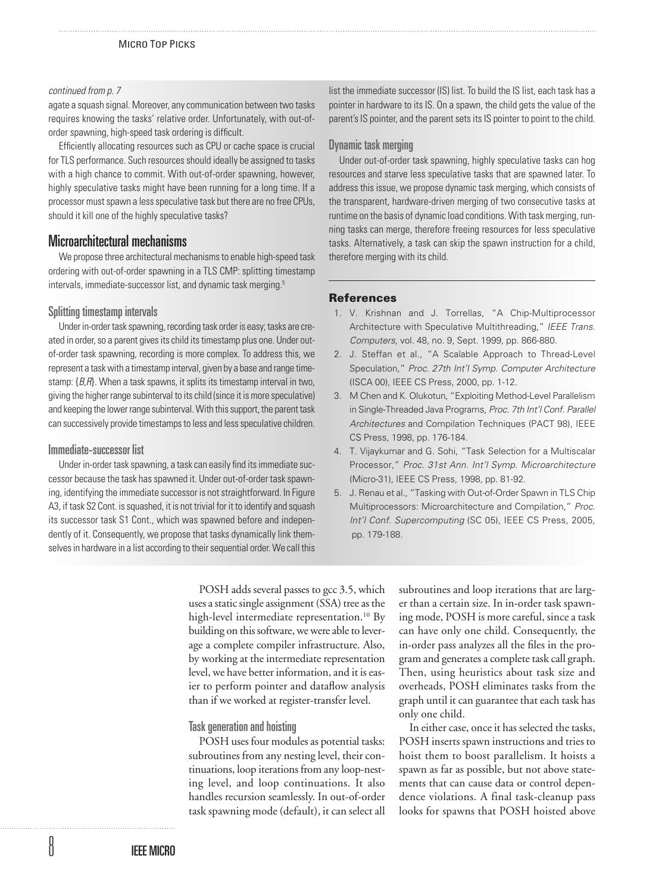*continued from p. 7*

agate a squash signal. Moreover, any communication between two tasks requires knowing the tasks' relative order. Unfortunately, with out-of-order spawning, high-speed task ordering is difficult.

Efficiently allocating resources such as CPU or cache space is crucial for TLS performance. Such resources should ideally be assigned to tasks with a high chance to commit. With out-of-order spawning, however, highly speculative tasks might have been running for a long time. If a processor must spawn a less speculative task but there are no free CPUs, should it kill one of the highly speculative tasks?

## Microarchitectural mechanisms

We propose three architectural mechanisms to enable high-speed task ordering with out-of-order spawning in a TLS CMP: splitting timestamp intervals, immediate-successor list, and dynamic task merging.[5]

### Splitting timestamp intervals

Under in-order task spawning, recording task order is easy; tasks are created in order, so a parent gives its child its timestamp plus one. Under out-of-order task spawning, recording is more complex. To address this, we represent a task with a timestamp interval, given by a base and range timestamp: {*B*,*R*}. When a task spawns, it splits its timestamp interval in two, giving the higher range subinterval to its child (since it is more speculative) and keeping the lower range subinterval. With this support, the parent task can successively provide timestamps to less and less speculative children.

### Immediate-successor list

Under in-order task spawning, a task can easily find its immediate successor because the task has spawned it. Under out-of-order task spawning, identifying the immediate successor is not straightforward. In Figure A3, if task S2 Cont. is squashed, it is not trivial for it to identify and squash its successor task S1 Cont., which was spawned before and independently of it. Consequently, we propose that tasks dynamically link themselves in hardware in a list according to their sequential order. We call this list the immediate successor (IS) list. To build the IS list, each task has a pointer in hardware to its IS. On a spawn, the child gets the value of the parent's IS pointer, and the parent sets its IS pointer to point to the child.

### Dynamic task merging

Under out-of-order task spawning, highly speculative tasks can hog resources and starve less speculative tasks that are spawned later. To address this issue, we propose dynamic task merging, which consists of the transparent, hardware-driven merging of two consecutive tasks at runtime on the basis of dynamic load conditions. With task merging, running tasks can merge, therefore freeing resources for less speculative tasks. Alternatively, a task can skip the spawn instruction for a child, therefore merging with its child.

## References

1. V. Krishnan and J. Torrellas, "A Chip-Multiprocessor Architecture with Speculative Multithreading," *IEEE Trans. Computers*, vol. 48, no. 9, Sept. 1999, pp. 866-880.
2. J. Steffan et al., "A Scalable Approach to Thread-Level Speculation," *Proc. 27th Int'l Symp. Computer Architecture* (ISCA 00), IEEE CS Press, 2000, pp. 1-12.
3. M Chen and K. Olukotun, "Exploiting Method-Level Parallelism in Single-Threaded Java Programs, *Proc. 7th Int'l Conf. Parallel Architectures* and Compilation Techniques (PACT 98), IEEE CS Press, 1998, pp. 176-184.
4. T. Vijaykumar and G. Sohi, "Task Selection for a Multiscalar Processor," *Proc. 31st Ann. Int'l Symp. Microarchitecture* (Micro-31), IEEE CS Press, 1998, pp. 81-92.
5. J. Renau et al., "Tasking with Out-of-Order Spawn in TLS Chip Multiprocessors: Microarchitecture and Compilation," *Proc. Int'l Conf. Supercomputing* (SC 05), IEEE CS Press, 2005, pp. 179-188.

---

POSH adds several passes to gcc 3.5, which uses a static single assignment (SSA) tree as the high-level intermediate representation.[10] By building on this software, we were able to leverage a complete compiler infrastructure. Also, by working at the intermediate representation level, we have better information, and it is easier to perform pointer and dataflow analysis than if we worked at register-transfer level.

### Task generation and hoisting

POSH uses four modules as potential tasks: subroutines from any nesting level, their continuations, loop iterations from any loop-nesting level, and loop continuations. It also handles recursion seamlessly. In out-of-order task spawning mode (default), it can select all subroutines and loop iterations that are larger than a certain size. In in-order task spawning mode, POSH is more careful, since a task can have only one child. Consequently, the in-order pass analyzes all the files in the program and generates a complete task call graph. Then, using heuristics about task size and overheads, POSH eliminates tasks from the graph until it can guarantee that each task has only one child.

In either case, once it has selected the tasks, POSH inserts spawn instructions and tries to hoist them to boost parallelism. It hoists a spawn as far as possible, but not above statements that can cause data or control dependence violations. A final task-cleanup pass looks for spawns that POSH hoisted above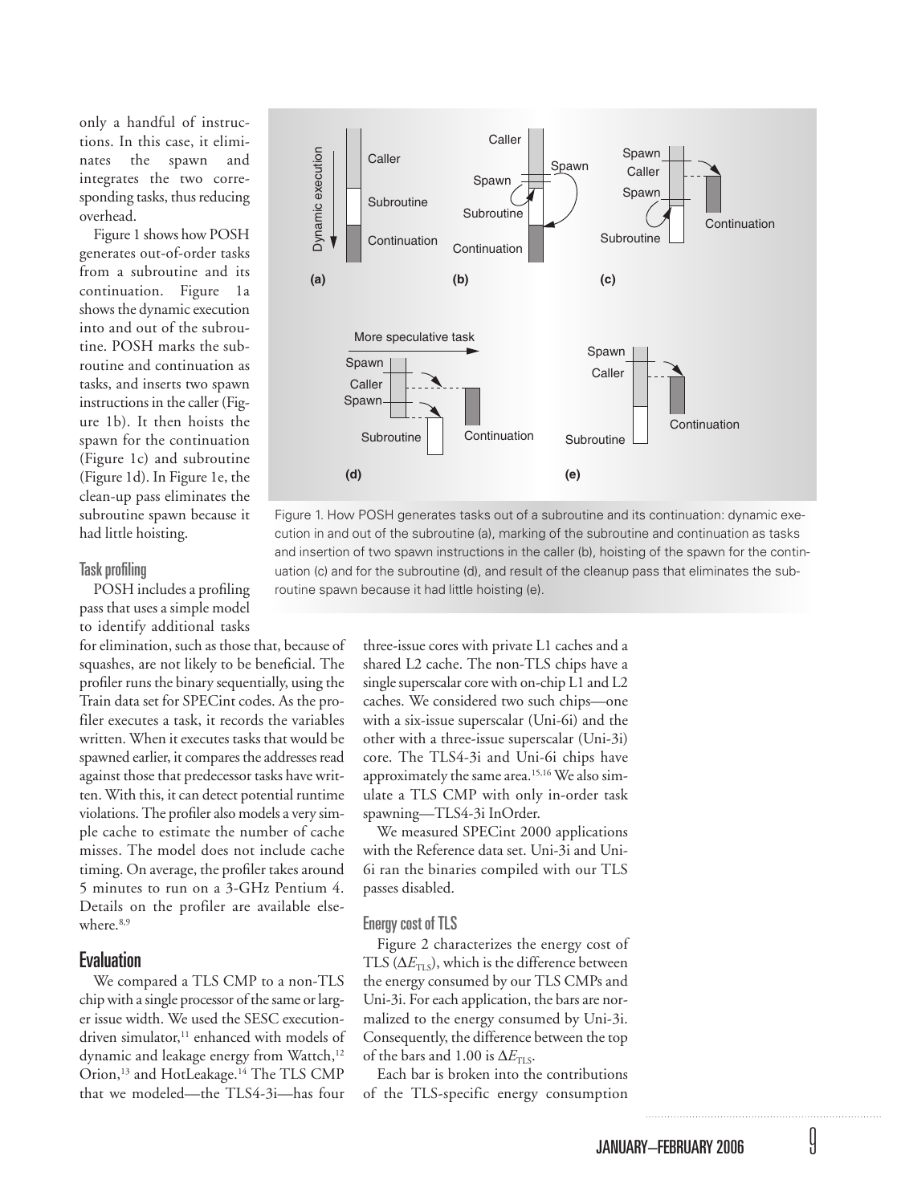only a handful of instructions. In this case, it eliminates the spawn and integrates the two corresponding tasks, thus reducing overhead.

Figure 1 shows how POSH generates out-of-order tasks from a subroutine and its continuation. Figure 1a shows the dynamic execution into and out of the subroutine. POSH marks the subroutine and continuation as tasks, and inserts two spawn instructions in the caller (Figure 1b). It then hoists the spawn for the continuation (Figure 1c) and subroutine (Figure 1d). In Figure 1e, the clean-up pass eliminates the subroutine spawn because it had little hoisting.

Figure 1. How POSH generates tasks out of a subroutine and its continuation: dynamic execution in and out of the subroutine (a), marking of the subroutine and continuation as tasks and insertion of two spawn instructions in the caller (b), hoisting of the spawn for the continuation (c) and for the subroutine (d), and result of the cleanup pass that eliminates the subroutine spawn because it had little hoisting (e).

### Task profiling

POSH includes a profiling pass that uses a simple model to identify additional tasks for elimination, such as those that, because of squashes, are not likely to be beneficial. The profiler runs the binary sequentially, using the Train data set for SPECint codes. As the profiler executes a task, it records the variables written. When it executes tasks that would be spawned earlier, it compares the addresses read against those that predecessor tasks have written. With this, it can detect potential runtime violations. The profiler also models a very simple cache to estimate the number of cache misses. The model does not include cache timing. On average, the profiler takes around 5 minutes to run on a 3-GHz Pentium 4. Details on the profiler are available elsewhere.[8,9]

## Evaluation

We compared a TLS CMP to a non-TLS chip with a single processor of the same or larger issue width. We used the SESC execution-driven simulator,[11] enhanced with models of dynamic and leakage energy from Wattch,[12] Orion,[13] and HotLeakage.[14] The TLS CMP that we modeled—the TLS4-3i—has four three-issue cores with private L1 caches and a shared L2 cache. The non-TLS chips have a single superscalar core with on-chip L1 and L2 caches. We considered two such chips—one with a six-issue superscalar (Uni-6i) and the other with a three-issue superscalar (Uni-3i) core. The TLS4-3i and Uni-6i chips have approximately the same area.[15,16] We also simulate a TLS CMP with only in-order task spawning—TLS4-3i InOrder.

We measured SPECint 2000 applications with the Reference data set. Uni-3i and Uni-6i ran the binaries compiled with our TLS passes disabled.

### Energy cost of TLS

Figure 2 characterizes the energy cost of TLS ($\Delta E_{TLS}$), which is the difference between the energy consumed by our TLS CMPs and Uni-3i. For each application, the bars are normalized to the energy consumed by Uni-3i. Consequently, the difference between the top of the bars and 1.00 is $\Delta E_{TLS}$.

Each bar is broken into the contributions of the TLS-specific energy consumption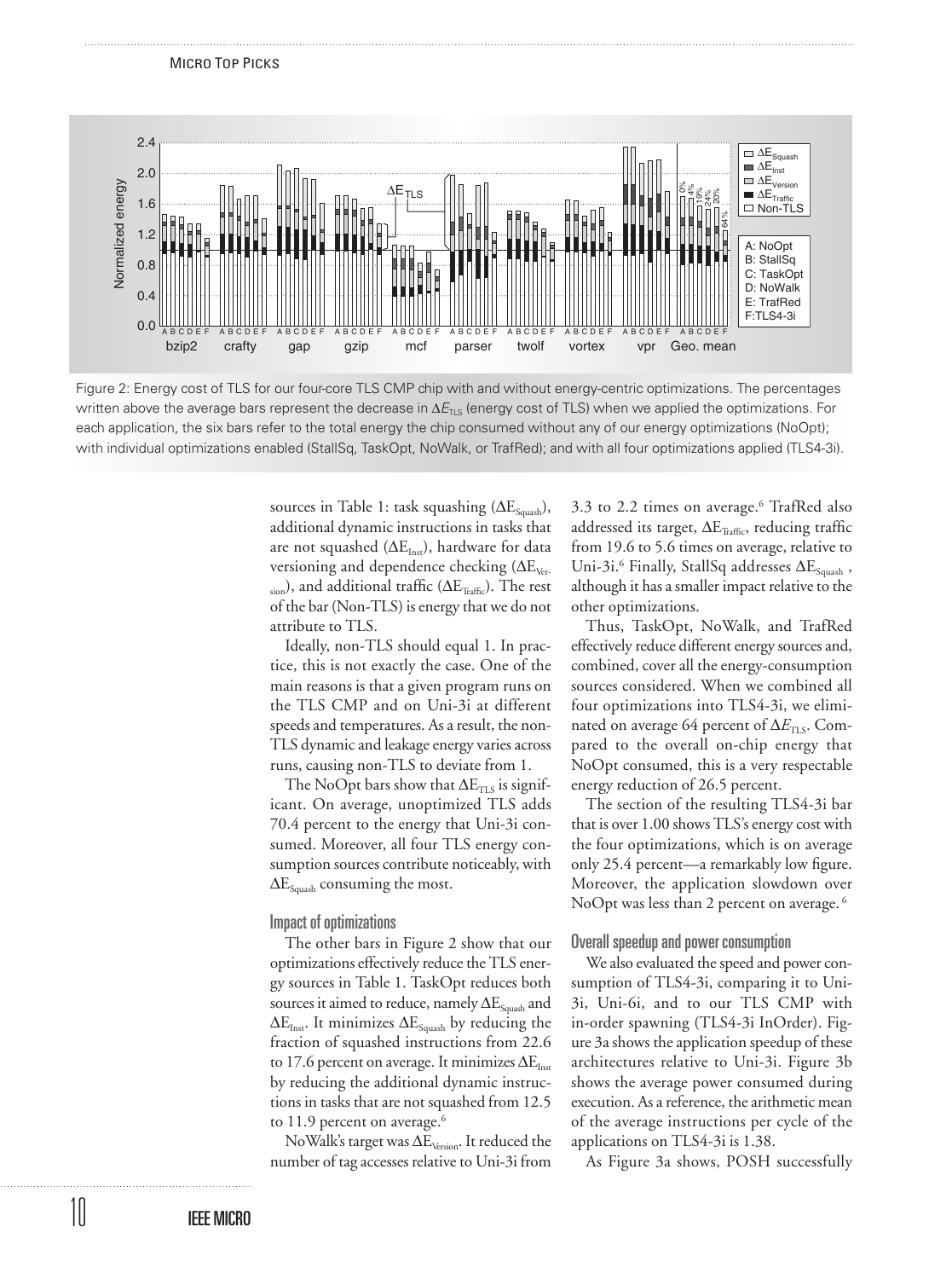Figure 2: Energy cost of TLS for our four-core TLS CMP chip with and without energy-centric optimizations. The percentages written above the average bars represent the decrease in $\Delta E_{TLS}$ (energy cost of TLS) when we applied the optimizations. For each application, the six bars refer to the total energy the chip consumed without any of our energy optimizations (NoOpt); with individual optimizations enabled (StallSq, TaskOpt, NoWalk, or TrafRed); and with all four optimizations applied (TLS4-3i).

sources in Table 1: task squashing ($\Delta E_{Squash}$), additional dynamic instructions in tasks that are not squashed ($\Delta E_{Inst}$), hardware for data versioning and dependence checking ($\Delta E_{Version}$), and additional traffic ($\Delta E_{Traffic}$). The rest of the bar (Non-TLS) is energy that we do not attribute to TLS.

Ideally, non-TLS should equal 1. In practice, this is not exactly the case. One of the main reasons is that a given program runs on the TLS CMP and on Uni-3i at different speeds and temperatures. As a result, the non-TLS dynamic and leakage energy varies across runs, causing non-TLS to deviate from 1.

The NoOpt bars show that $\Delta E_{TLS}$ is significant. On average, unoptimized TLS adds 70.4 percent to the energy that Uni-3i consumed. Moreover, all four TLS energy consumption sources contribute noticeably, with $\Delta E_{Squash}$ consuming the most.

### Impact of optimizations

The other bars in Figure 2 show that our optimizations effectively reduce the TLS energy sources in Table 1. TaskOpt reduces both sources it aimed to reduce, namely $\Delta E_{Squash}$ and $\Delta E_{Inst}$. It minimizes $\Delta E_{Squash}$ by reducing the fraction of squashed instructions from 22.6 to 17.6 percent on average. It minimizes $\Delta E_{Inst}$ by reducing the additional dynamic instructions in tasks that are not squashed from 12.5 to 11.9 percent on average.[6]

NoWalk's target was $\Delta E_{Version}$. It reduced the number of tag accesses relative to Uni-3i from 3.3 to 2.2 times on average.[6] TrafRed also addressed its target, $\Delta E_{Traffic}$, reducing traffic from 19.6 to 5.6 times on average, relative to Uni-3i.[6] Finally, StallSq addresses $\Delta E_{Squash}$, although it has a smaller impact relative to the other optimizations.

Thus, TaskOpt, NoWalk, and TrafRed effectively reduce different energy sources and, combined, cover all the energy-consumption sources considered. When we combined all four optimizations into TLS4-3i, we eliminated on average 64 percent of $\Delta E_{TLS}$. Compared to the overall on-chip energy that NoOpt consumed, this is a very respectable energy reduction of 26.5 percent.

The section of the resulting TLS4-3i bar that is over 1.00 shows TLS's energy cost with the four optimizations, which is on average only 25.4 percent—a remarkably low figure. Moreover, the application slowdown over NoOpt was less than 2 percent on average.[6]

### Overall speedup and power consumption

We also evaluated the speed and power consumption of TLS4-3i, comparing it to Uni-3i, Uni-6i, and to our TLS CMP with in-order spawning (TLS4-3i InOrder). Figure 3a shows the application speedup of these architectures relative to Uni-3i. Figure 3b shows the average power consumed during execution. As a reference, the arithmetic mean of the average instructions per cycle of the applications on TLS4-3i is 1.38.

As Figure 3a shows, POSH successfully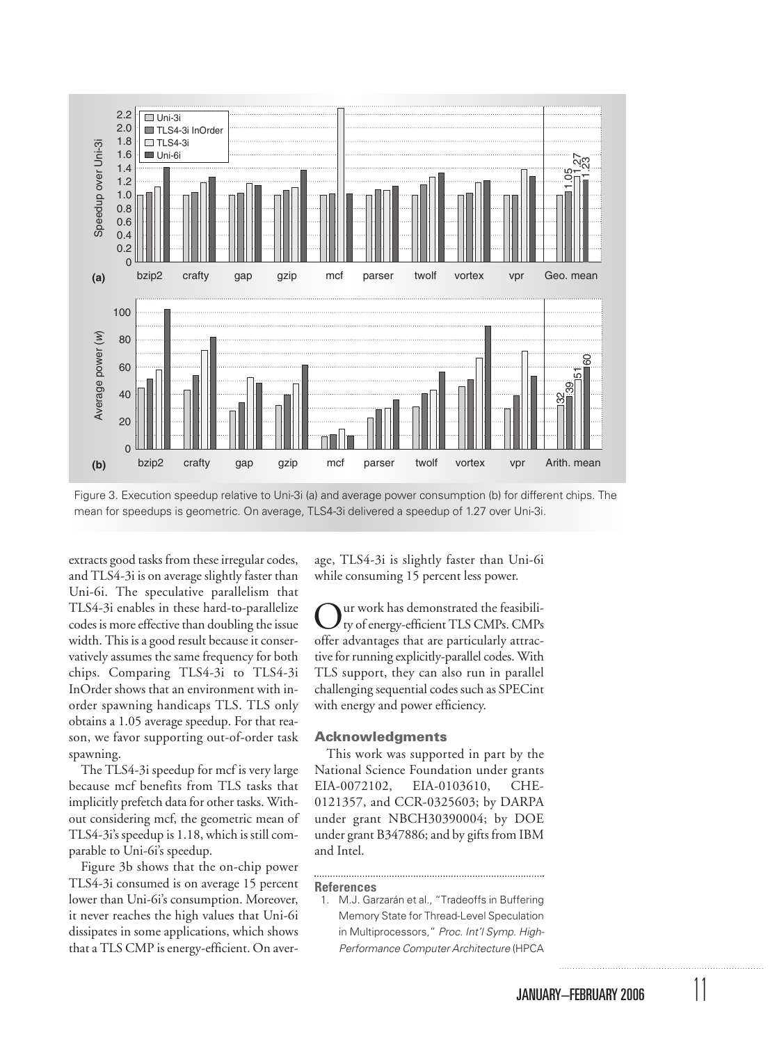Figure 3. Execution speedup relative to Uni-3i (a) and average power consumption (b) for different chips. The mean for speedups is geometric. On average, TLS4-3i delivered a speedup of 1.27 over Uni-3i.

extracts good tasks from these irregular codes, and TLS4-3i is on average slightly faster than Uni-6i. The speculative parallelism that TLS4-3i enables in these hard-to-parallelize codes is more effective than doubling the issue width. This is a good result because it conservatively assumes the same frequency for both chips. Comparing TLS4-3i to TLS4-3i InOrder shows that an environment with in-order spawning handicaps TLS. TLS only obtains a 1.05 average speedup. For that reason, we favor supporting out-of-order task spawning.

The TLS4-3i speedup for mcf is very large because mcf benefits from TLS tasks that implicitly prefetch data for other tasks. Without considering mcf, the geometric mean of TLS4-3i's speedup is 1.18, which is still comparable to Uni-6i's speedup.

Figure 3b shows that the on-chip power TLS4-3i consumed is on average 15 percent lower than Uni-6i's consumption. Moreover, it never reaches the high values that Uni-6i dissipates in some applications, which shows that a TLS CMP is energy-efficient. On average, TLS4-3i is slightly faster than Uni-6i while consuming 15 percent less power.

Our work has demonstrated the feasibility of energy-efficient TLS CMPs. CMPs offer advantages that are particularly attractive for running explicitly-parallel codes. With TLS support, they can also run in parallel challenging sequential codes such as SPECint with energy and power efficiency.

## Acknowledgments

This work was supported in part by the National Science Foundation under grants EIA-0072102, EIA-0103610, CHE-0121357, and CCR-0325603; by DARPA under grant NBCH30390004; by DOE under grant B347886; and by gifts from IBM and Intel.

## References

1. M.J. Garzarán et al., "Tradeoffs in Buffering Memory State for Thread-Level Speculation in Multiprocessors," *Proc. Int'l Symp. High-Performance Computer Architecture* (HPCA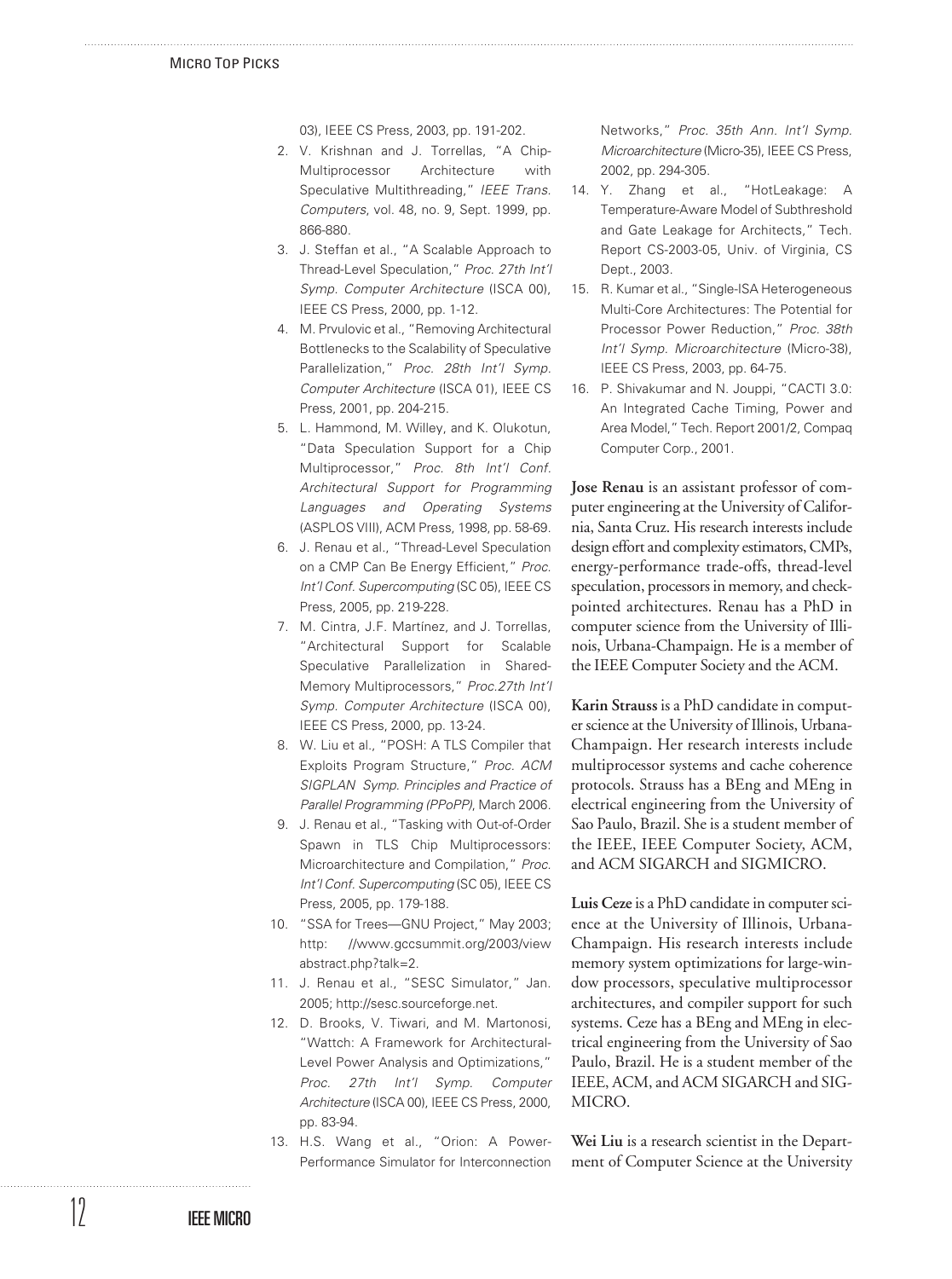03), IEEE CS Press, 2003, pp. 191-202.

2. V. Krishnan and J. Torrellas, "A Chip-Multiprocessor Architecture with Speculative Multithreading," *IEEE Trans. Computers*, vol. 48, no. 9, Sept. 1999, pp. 866-880.
3. J. Steffan et al., "A Scalable Approach to Thread-Level Speculation," *Proc. 27th Int'l Symp. Computer Architecture* (ISCA 00), IEEE CS Press, 2000, pp. 1-12.
4. M. Prvulovic et al., "Removing Architectural Bottlenecks to the Scalability of Speculative Parallelization," *Proc. 28th Int'l Symp. Computer Architecture* (ISCA 01), IEEE CS Press, 2001, pp. 204-215.
5. L. Hammond, M. Willey, and K. Olukotun, "Data Speculation Support for a Chip Multiprocessor," *Proc. 8th Int'l Conf. Architectural Support for Programming Languages and Operating Systems* (ASPLOS VIII), ACM Press, 1998, pp. 58-69.
6. J. Renau et al., "Thread-Level Speculation on a CMP Can Be Energy Efficient," *Proc. Int'l Conf. Supercomputing* (SC 05), IEEE CS Press, 2005, pp. 219-228.
7. M. Cintra, J.F. Martínez, and J. Torrellas, "Architectural Support for Scalable Speculative Parallelization in Shared-Memory Multiprocessors," *Proc.27th Int'l Symp. Computer Architecture* (ISCA 00), IEEE CS Press, 2000, pp. 13-24.
8. W. Liu et al., "POSH: A TLS Compiler that Exploits Program Structure," *Proc. ACM SIGPLAN Symp. Principles and Practice of Parallel Programming (PPoPP)*, March 2006.
9. J. Renau et al., "Tasking with Out-of-Order Spawn in TLS Chip Multiprocessors: Microarchitecture and Compilation," *Proc. Int'l Conf. Supercomputing* (SC 05), IEEE CS Press, 2005, pp. 179-188.
10. "SSA for Trees—GNU Project," May 2003; http: //www.gccsummit.org/2003/view abstract.php?talk=2.
11. J. Renau et al., "SESC Simulator," Jan. 2005; http://sesc.sourceforge.net.
12. D. Brooks, V. Tiwari, and M. Martonosi, "Wattch: A Framework for Architectural-Level Power Analysis and Optimizations," *Proc. 27th Int'l Symp. Computer Architecture* (ISCA 00), IEEE CS Press, 2000, pp. 83-94.
13. H.S. Wang et al., "Orion: A Power-Performance Simulator for Interconnection Networks," *Proc. 35th Ann. Int'l Symp. Microarchitecture* (Micro-35), IEEE CS Press, 2002, pp. 294-305.
14. Y. Zhang et al., "HotLeakage: A Temperature-Aware Model of Subthreshold and Gate Leakage for Architects," Tech. Report CS-2003-05, Univ. of Virginia, CS Dept., 2003.
15. R. Kumar et al., "Single-ISA Heterogeneous Multi-Core Architectures: The Potential for Processor Power Reduction," *Proc. 38th Int'l Symp. Microarchitecture* (Micro-38), IEEE CS Press, 2003, pp. 64-75.
16. P. Shivakumar and N. Jouppi, "CACTI 3.0: An Integrated Cache Timing, Power and Area Model," Tech. Report 2001/2, Compaq Computer Corp., 2001.

**Jose Renau** is an assistant professor of computer engineering at the University of California, Santa Cruz. His research interests include design effort and complexity estimators, CMPs, energy-performance trade-offs, thread-level speculation, processors in memory, and checkpointed architectures. Renau has a PhD in computer science from the University of Illinois, Urbana-Champaign. He is a member of the IEEE Computer Society and the ACM.

**Karin Strauss** is a PhD candidate in computer science at the University of Illinois, Urbana-Champaign. Her research interests include multiprocessor systems and cache coherence protocols. Strauss has a BEng and MEng in electrical engineering from the University of Sao Paulo, Brazil. She is a student member of the IEEE, IEEE Computer Society, ACM, and ACM SIGARCH and SIGMICRO.

**Luis Ceze** is a PhD candidate in computer science at the University of Illinois, Urbana-Champaign. His research interests include memory system optimizations for large-window processors, speculative multiprocessor architectures, and compiler support for such systems. Ceze has a BEng and MEng in electrical engineering from the University of Sao Paulo, Brazil. He is a student member of the IEEE, ACM, and ACM SIGARCH and SIGMICRO.

**Wei Liu** is a research scientist in the Department of Computer Science at the University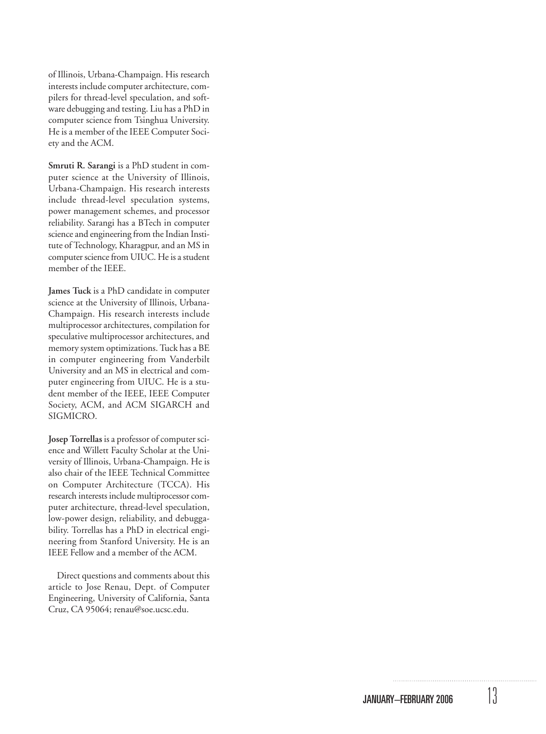of Illinois, Urbana-Champaign. His research interests include computer architecture, compilers for thread-level speculation, and software debugging and testing. Liu has a PhD in computer science from Tsinghua University. He is a member of the IEEE Computer Society and the ACM.

**Smruti R. Sarangi** is a PhD student in computer science at the University of Illinois, Urbana-Champaign. His research interests include thread-level speculation systems, power management schemes, and processor reliability. Sarangi has a BTech in computer science and engineering from the Indian Institute of Technology, Kharagpur, and an MS in computer science from UIUC. He is a student member of the IEEE.

**James Tuck** is a PhD candidate in computer science at the University of Illinois, Urbana-Champaign. His research interests include multiprocessor architectures, compilation for speculative multiprocessor architectures, and memory system optimizations. Tuck has a BE in computer engineering from Vanderbilt University and an MS in electrical and computer engineering from UIUC. He is a student member of the IEEE, IEEE Computer Society, ACM, and ACM SIGARCH and SIGMICRO.

**Josep Torrellas** is a professor of computer science and Willett Faculty Scholar at the University of Illinois, Urbana-Champaign. He is also chair of the IEEE Technical Committee on Computer Architecture (TCCA). His research interests include multiprocessor computer architecture, thread-level speculation, low-power design, reliability, and debuggability. Torrellas has a PhD in electrical engineering from Stanford University. He is an IEEE Fellow and a member of the ACM.

Direct questions and comments about this article to Jose Renau, Dept. of Computer Engineering, University of California, Santa Cruz, CA 95064; renau@soe.ucsc.edu.